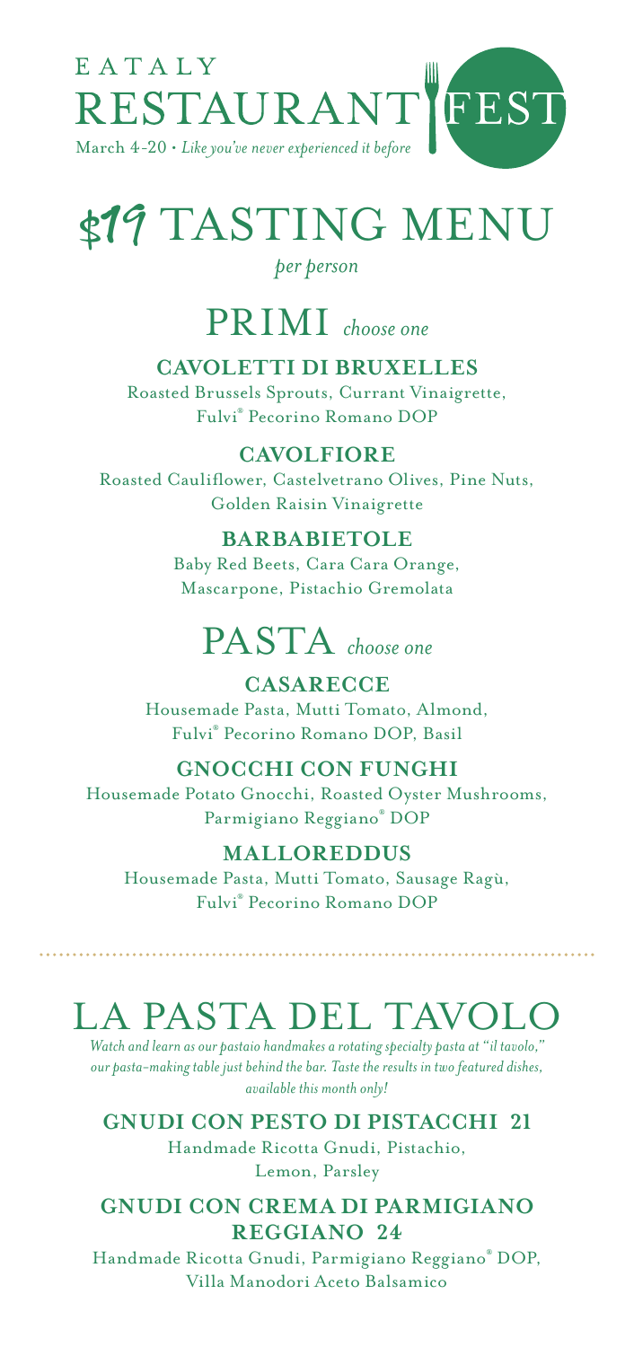EATALY

# RESTAURANT FEST

March 4-20 • *Like you've never experienced it before*

# $19 TASTING MENU

*per person*

## PRIMI *choose one*

**CAVOLETTI DI BRUXELLES**

Roasted Brussels Sprouts, Currant Vinaigrette, Fulvi® Pecorino Romano DOP

**CAVOLFIORE**

Roasted Cauliflower, Castelvetrano Olives, Pine Nuts, Golden Raisin Vinaigrette

**BARBABIETOLE**

Baby Red Beets, Cara Cara Orange, Mascarpone, Pistachio Gremolata

## PASTA *choose one*

**CASARECCE**

Housemade Pasta, Mutti Tomato, Almond, Fulvi® Pecorino Romano DOP, Basil

**GNOCCHI CON FUNGHI**

Housemade Potato Gnocchi, Roasted Oyster Mushrooms, Parmigiano Reggiano® DOP

**MALLOREDDUS**

Housemade Pasta, Mutti Tomato, Sausage Ragù, Fulvi® Pecorino Romano DOP

---

# LA PASTA DEL TAVOLO

*Watch and learn as our pastaio handmakes a rotating specialty pasta at "il tavolo," our pasta-making table just behind the bar. Taste the results in two featured dishes, available this month only!*

**GNUDI CON PESTO DI PISTACCHI 21**

Handmade Ricotta Gnudi, Pistachio, Lemon, Parsley

**GNUDI CON CREMA DI PARMIGIANO REGGIANO 24**

Handmade Ricotta Gnudi, Parmigiano Reggiano® DOP, Villa Manodori Aceto Balsamico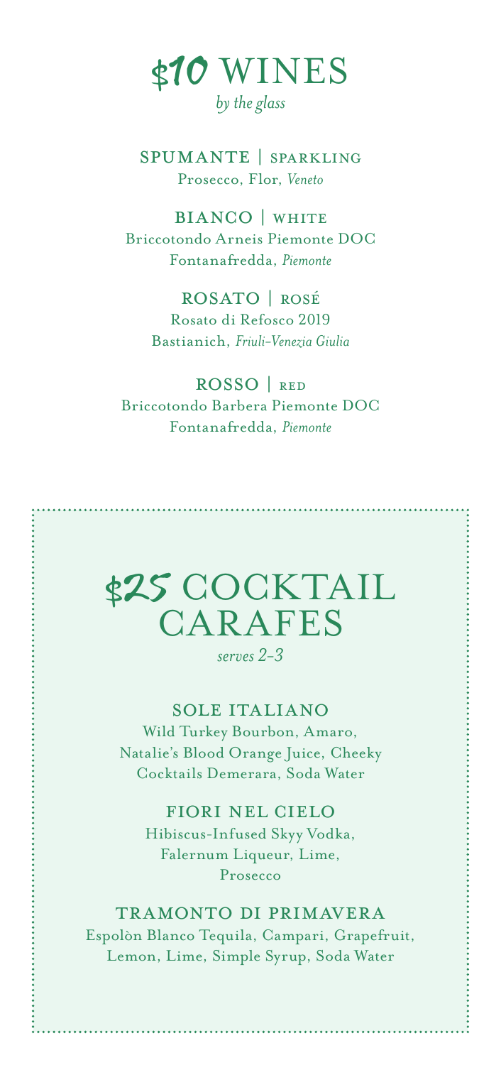# $10 WINES

*by the glass*

## SPUMANTE | SPARKLING

Prosecco, Flor, *Veneto*

## BIANCO | WHITE

Briccotondo Arneis Piemonte DOC
Fontanafredda, *Piemonte*

## ROSATO | ROSÉ

Rosato di Refosco 2019
Bastianich, *Friuli-Venezia Giulia*

## ROSSO | RED

Briccotondo Barbera Piemonte DOC
Fontanafredda, *Piemonte*

# $25 COCKTAIL CARAFES

*serves 2-3*

## SOLE ITALIANO

Wild Turkey Bourbon, Amaro, Natalie's Blood Orange Juice, Cheeky Cocktails Demerara, Soda Water

## FIORI NEL CIELO

Hibiscus-Infused Skyy Vodka, Falernum Liqueur, Lime, Prosecco

## TRAMONTO DI PRIMAVERA

Espolòn Blanco Tequila, Campari, Grapefruit, Lemon, Lime, Simple Syrup, Soda Water